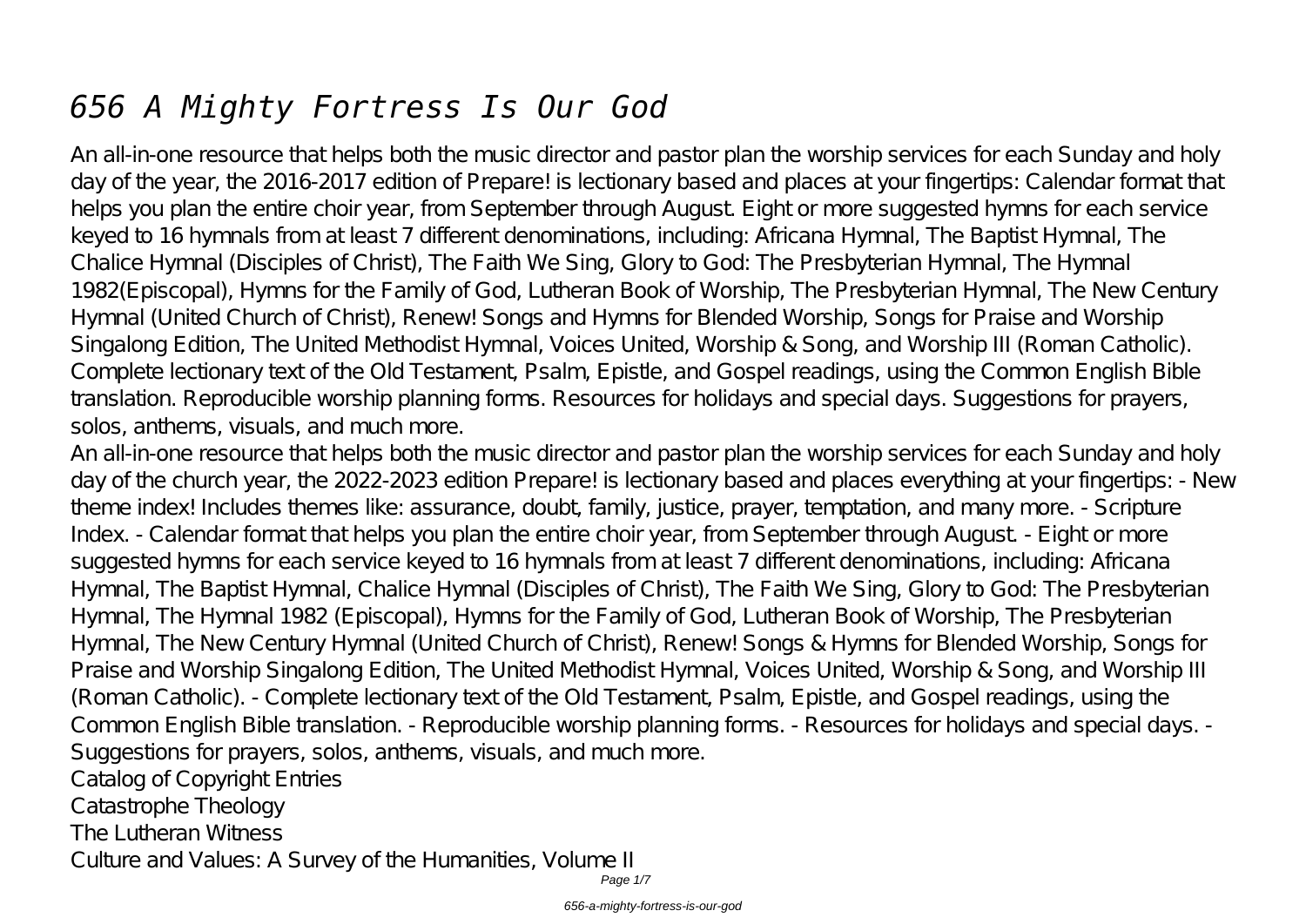# *656 A Mighty Fortress Is Our God*

An all-in-one resource that helps both the music director and pastor plan the worship services for each Sunday and holy day of the year, the 2016-2017 edition of Prepare! is lectionary based and places at your fingertips: Calendar format that helps you plan the entire choir year, from September through August. Eight or more suggested hymns for each service keyed to 16 hymnals from at least 7 different denominations, including: Africana Hymnal, The Baptist Hymnal, The Chalice Hymnal (Disciples of Christ), The Faith We Sing, Glory to God: The Presbyterian Hymnal, The Hymnal 1982(Episcopal), Hymns for the Family of God, Lutheran Book of Worship, The Presbyterian Hymnal, The New Century Hymnal (United Church of Christ), Renew! Songs and Hymns for Blended Worship, Songs for Praise and Worship Singalong Edition, The United Methodist Hymnal, Voices United, Worship & Song, and Worship III (Roman Catholic). Complete lectionary text of the Old Testament, Psalm, Epistle, and Gospel readings, using the Common English Bible translation. Reproducible worship planning forms. Resources for holidays and special days. Suggestions for prayers, solos, anthems, visuals, and much more.

An all-in-one resource that helps both the music director and pastor plan the worship services for each Sunday and holy day of the church year, the 2022-2023 edition Prepare! is lectionary based and places everything at your fingertips: - New theme index! Includes themes like: assurance, doubt, family, justice, prayer, temptation, and many more. - Scripture Index. - Calendar format that helps you plan the entire choir year, from September through August. - Eight or more suggested hymns for each service keyed to 16 hymnals from at least 7 different denominations, including: Africana Hymnal, The Baptist Hymnal, Chalice Hymnal (Disciples of Christ), The Faith We Sing, Glory to God: The Presbyterian Hymnal, The Hymnal 1982 (Episcopal), Hymns for the Family of God, Lutheran Book of Worship, The Presbyterian Hymnal, The New Century Hymnal (United Church of Christ), Renew! Songs & Hymns for Blended Worship, Songs for Praise and Worship Singalong Edition, The United Methodist Hymnal, Voices United, Worship & Song, and Worship III (Roman Catholic). - Complete lectionary text of the Old Testament, Psalm, Epistle, and Gospel readings, using the Common English Bible translation. - Reproducible worship planning forms. - Resources for holidays and special days. - Suggestions for prayers, solos, anthems, visuals, and much more.

Catalog of Copyright Entries

Catastrophe Theology

The Lutheran Witness

Culture and Values: A Survey of the Humanities, Volume II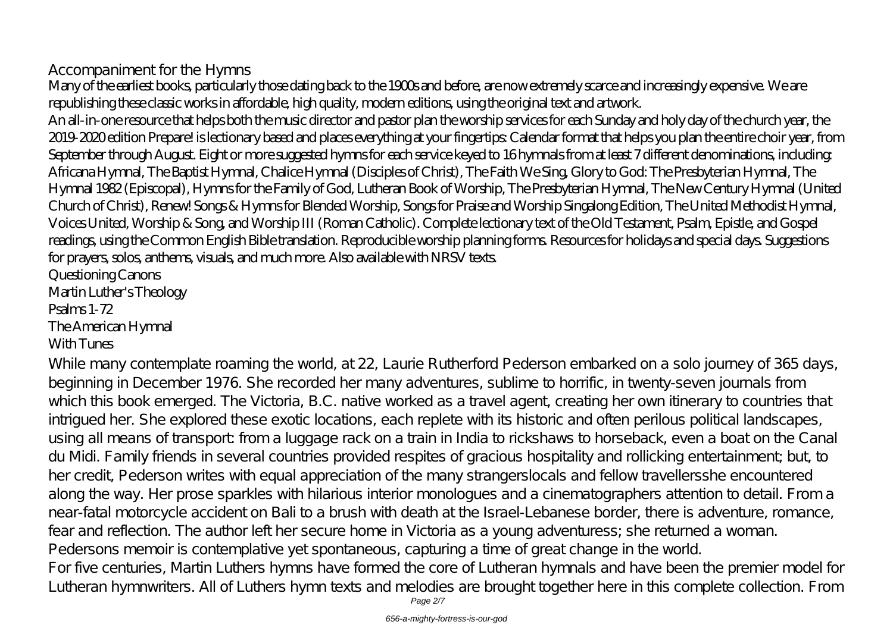Accompaniment for the Hymns

Many of the earliest books, particularly those dating back to the 1900s and before, are now extremely scarce and increasingly expensive. We are republishing these classic works in affordable, high quality, modern editions, using the original text and artwork.

An all-in-one resource that helps both the music director and pastor plan the worship services for each Sunday and holy day of the church year, the 2019-2020 edition Prepare! is lectionary based and places everything at your fingertips: Calendar format that helps you plan the entire choir year, from September through August. Eight or more suggested hymns for each service keyed to 16 hymnals from at least 7 different denominations, including: Africana Hymnal, The Baptist Hymnal, Chalice Hymnal (Disciples of Christ), The Faith We Sing, Glory to God: The Presbyterian Hymnal, The Hymnal 1982 (Episcopal), Hymns for the Family of God, Lutheran Book of Worship, The Presbyterian Hymnal, The New Century Hymnal (United Church of Christ), Renew! Songs & Hymns for Blended Worship, Songs for Praise and Worship Singalong Edition, The United Methodist Hymnal, Voices United, Worship & Song, and Worship III (Roman Catholic). Complete lectionary text of the Old Testament, Psalm, Epistle, and Gospel readings, using the Common English Bible translation. Reproducible worship planning forms. Resources for holidays and special days. Suggestions for prayers, solos, anthems, visuals, and much more. Also available with NRSV texts.

Questioning Canons

Martin Luther's Theology

Psalms 1-72

The American Hymnal

With Tunes

While many contemplate roaming the world, at 22, Laurie Rutherford Pederson embarked on a solo journey of 365 days, beginning in December 1976. She recorded her many adventures, sublime to horrific, in twenty-seven journals from which this book emerged. The Victoria, B.C. native worked as a travel agent, creating her own itinerary to countries that intrigued her. She explored these exotic locations, each replete with its historic and often perilous political landscapes, using all means of transport: from a luggage rack on a train in India to rickshaws to horseback, even a boat on the Canal du Midi. Family friends in several countries provided respites of gracious hospitality and rollicking entertainment; but, to her credit, Pederson writes with equal appreciation of the many strangerslocals and fellow travellersshe encountered along the way. Her prose sparkles with hilarious interior monologues and a cinematographers attention to detail. From a near-fatal motorcycle accident on Bali to a brush with death at the Israel-Lebanese border, there is adventure, romance, fear and reflection. The author left her secure home in Victoria as a young adventuress; she returned a woman. Pedersons memoir is contemplative yet spontaneous, capturing a time of great change in the world.

For five centuries, Martin Luthers hymns have formed the core of Lutheran hymnals and have been the premier model for Lutheran hymnwriters. All of Luthers hymn texts and melodies are brought together here in this complete collection. From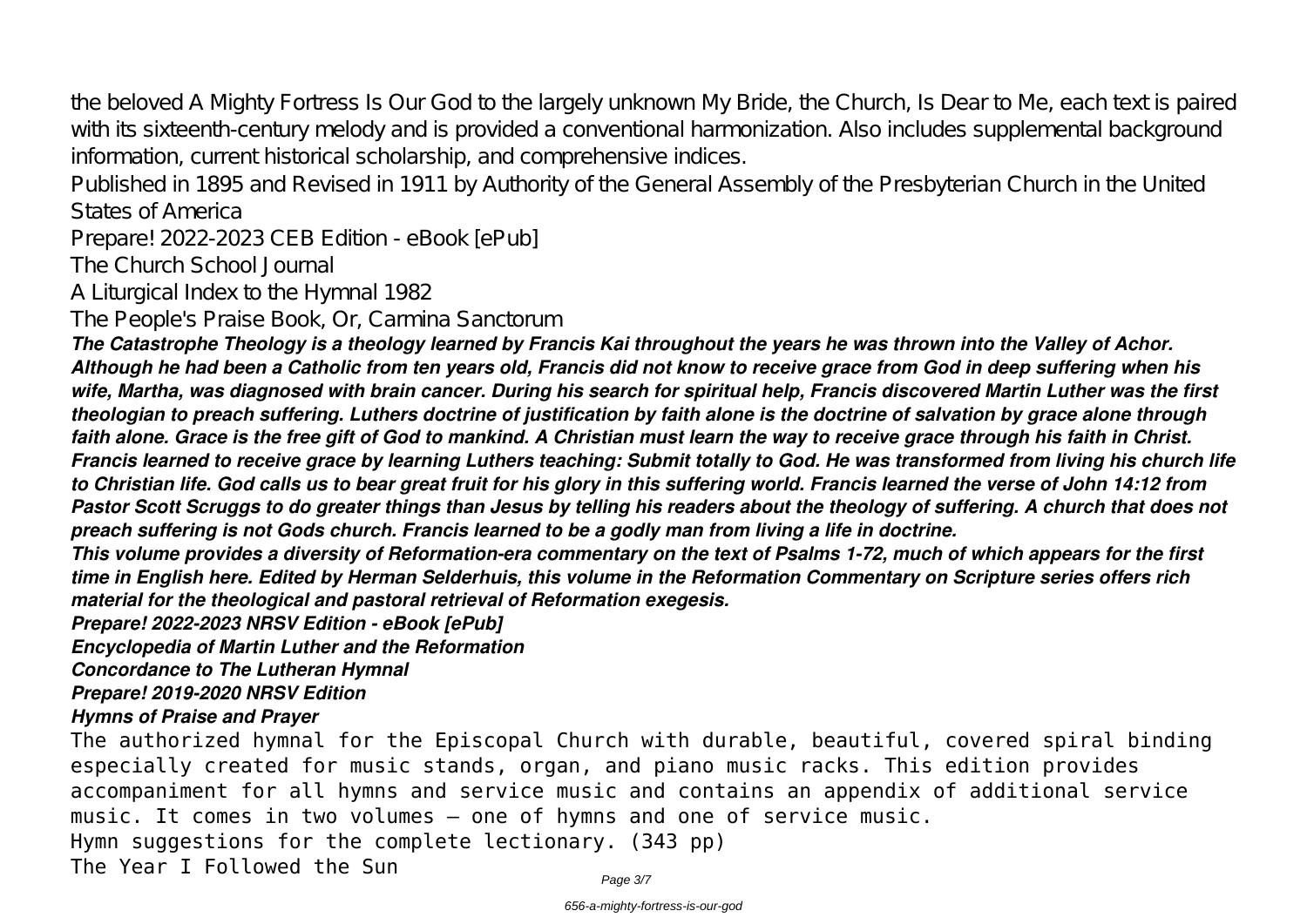the beloved A Mighty Fortress Is Our God to the largely unknown My Bride, the Church, Is Dear to Me, each text is paired with its sixteenth-century melody and is provided a conventional harmonization. Also includes supplemental background information, current historical scholarship, and comprehensive indices.

Published in 1895 and Revised in 1911 by Authority of the General Assembly of the Presbyterian Church in the United States of America

Prepare! 2022-2023 CEB Edition - eBook [ePub]

The Church School Journal

A Liturgical Index to the Hymnal 1982

The People's Praise Book, Or, Carmina Sanctorum

***The Catastrophe Theology is a theology learned by Francis Kai throughout the years he was thrown into the Valley of Achor. Although he had been a Catholic from ten years old, Francis did not know to receive grace from God in deep suffering when his wife, Martha, was diagnosed with brain cancer. During his search for spiritual help, Francis discovered Martin Luther was the first theologian to preach suffering. Luthers doctrine of justification by faith alone is the doctrine of salvation by grace alone through faith alone. Grace is the free gift of God to mankind. A Christian must learn the way to receive grace through his faith in Christ. Francis learned to receive grace by learning Luthers teaching: Submit totally to God. He was transformed from living his church life to Christian life. God calls us to bear great fruit for his glory in this suffering world. Francis learned the verse of John 14:12 from Pastor Scott Scruggs to do greater things than Jesus by telling his readers about the theology of suffering. A church that does not preach suffering is not Gods church. Francis learned to be a godly man from living a life in doctrine.***

***This volume provides a diversity of Reformation-era commentary on the text of Psalms 1-72, much of which appears for the first time in English here. Edited by Herman Selderhuis, this volume in the Reformation Commentary on Scripture series offers rich material for the theological and pastoral retrieval of Reformation exegesis.***

***Prepare! 2022-2023 NRSV Edition - eBook [ePub]***

***Encyclopedia of Martin Luther and the Reformation***

***Concordance to The Lutheran Hymnal***

***Prepare! 2019-2020 NRSV Edition***

***Hymns of Praise and Prayer***

The authorized hymnal for the Episcopal Church with durable, beautiful, covered spiral binding especially created for music stands, organ, and piano music racks. This edition provides accompaniment for all hymns and service music and contains an appendix of additional service music. It comes in two volumes — one of hymns and one of service music.

Hymn suggestions for the complete lectionary. (343 pp)

The Year I Followed the Sun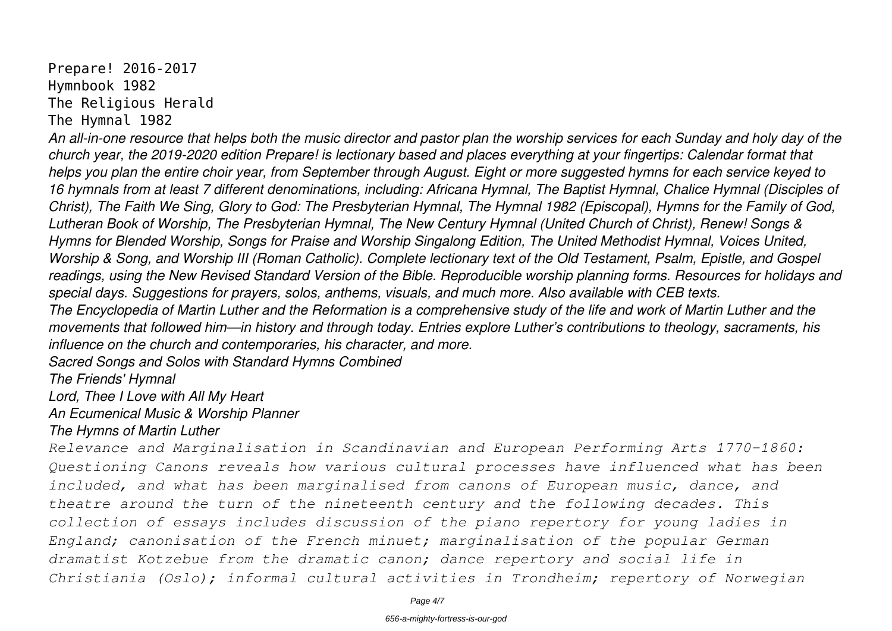Prepare! 2016-2017
Hymnbook 1982
The Religious Herald
The Hymnal 1982

*An all-in-one resource that helps both the music director and pastor plan the worship services for each Sunday and holy day of the church year, the 2019-2020 edition Prepare! is lectionary based and places everything at your fingertips: Calendar format that helps you plan the entire choir year, from September through August. Eight or more suggested hymns for each service keyed to 16 hymnals from at least 7 different denominations, including: Africana Hymnal, The Baptist Hymnal, Chalice Hymnal (Disciples of Christ), The Faith We Sing, Glory to God: The Presbyterian Hymnal, The Hymnal 1982 (Episcopal), Hymns for the Family of God, Lutheran Book of Worship, The Presbyterian Hymnal, The New Century Hymnal (United Church of Christ), Renew! Songs & Hymns for Blended Worship, Songs for Praise and Worship Singalong Edition, The United Methodist Hymnal, Voices United, Worship & Song, and Worship III (Roman Catholic). Complete lectionary text of the Old Testament, Psalm, Epistle, and Gospel readings, using the New Revised Standard Version of the Bible. Reproducible worship planning forms. Resources for holidays and special days. Suggestions for prayers, solos, anthems, visuals, and much more. Also available with CEB texts.*

*The Encyclopedia of Martin Luther and the Reformation is a comprehensive study of the life and work of Martin Luther and the movements that followed him—in history and through today. Entries explore Luther's contributions to theology, sacraments, his influence on the church and contemporaries, his character, and more.*

*Sacred Songs and Solos with Standard Hymns Combined*

*The Friends' Hymnal*

*Lord, Thee I Love with All My Heart*

*An Ecumenical Music & Worship Planner*

*The Hymns of Martin Luther*

*Relevance and Marginalisation in Scandinavian and European Performing Arts 1770-1860: Questioning Canons reveals how various cultural processes have influenced what has been included, and what has been marginalised from canons of European music, dance, and theatre around the turn of the nineteenth century and the following decades. This collection of essays includes discussion of the piano repertory for young ladies in England; canonisation of the French minuet; marginalisation of the popular German dramatist Kotzebue from the dramatic canon; dance repertory and social life in Christiania (Oslo); informal cultural activities in Trondheim; repertory of Norwegian*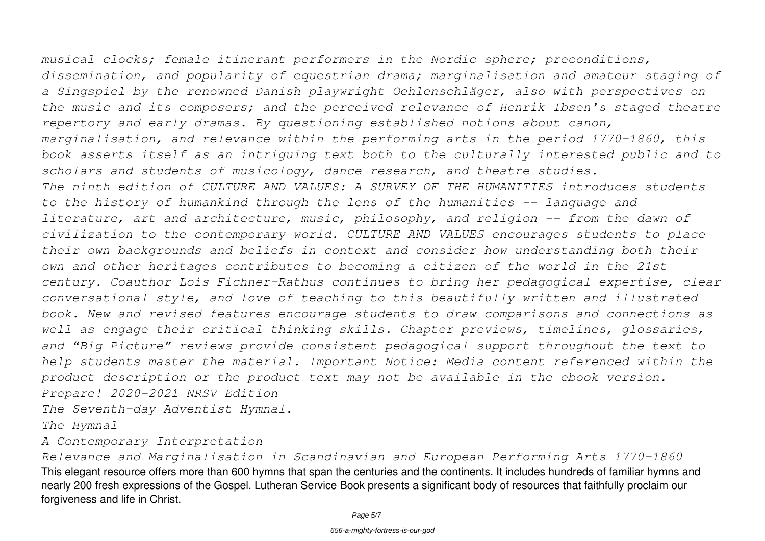*musical clocks; female itinerant performers in the Nordic sphere; preconditions, dissemination, and popularity of equestrian drama; marginalisation and amateur staging of a Singspiel by the renowned Danish playwright Oehlenschläger, also with perspectives on the music and its composers; and the perceived relevance of Henrik Ibsen's staged theatre repertory and early dramas. By questioning established notions about canon, marginalisation, and relevance within the performing arts in the period 1770-1860, this book asserts itself as an intriguing text both to the culturally interested public and to scholars and students of musicology, dance research, and theatre studies.*

*The ninth edition of CULTURE AND VALUES: A SURVEY OF THE HUMANITIES introduces students to the history of humankind through the lens of the humanities -- language and literature, art and architecture, music, philosophy, and religion -- from the dawn of civilization to the contemporary world. CULTURE AND VALUES encourages students to place their own backgrounds and beliefs in context and consider how understanding both their own and other heritages contributes to becoming a citizen of the world in the 21st century. Coauthor Lois Fichner-Rathus continues to bring her pedagogical expertise, clear conversational style, and love of teaching to this beautifully written and illustrated book. New and revised features encourage students to draw comparisons and connections as well as engage their critical thinking skills. Chapter previews, timelines, glossaries, and "Big Picture" reviews provide consistent pedagogical support throughout the text to help students master the material. Important Notice: Media content referenced within the product description or the product text may not be available in the ebook version.*

*Prepare! 2020-2021 NRSV Edition*

*The Seventh-day Adventist Hymnal.*

*The Hymnal*

*A Contemporary Interpretation*

*Relevance and Marginalisation in Scandinavian and European Performing Arts 1770-1860*

This elegant resource offers more than 600 hymns that span the centuries and the continents. It includes hundreds of familiar hymns and nearly 200 fresh expressions of the Gospel. Lutheran Service Book presents a significant body of resources that faithfully proclaim our forgiveness and life in Christ.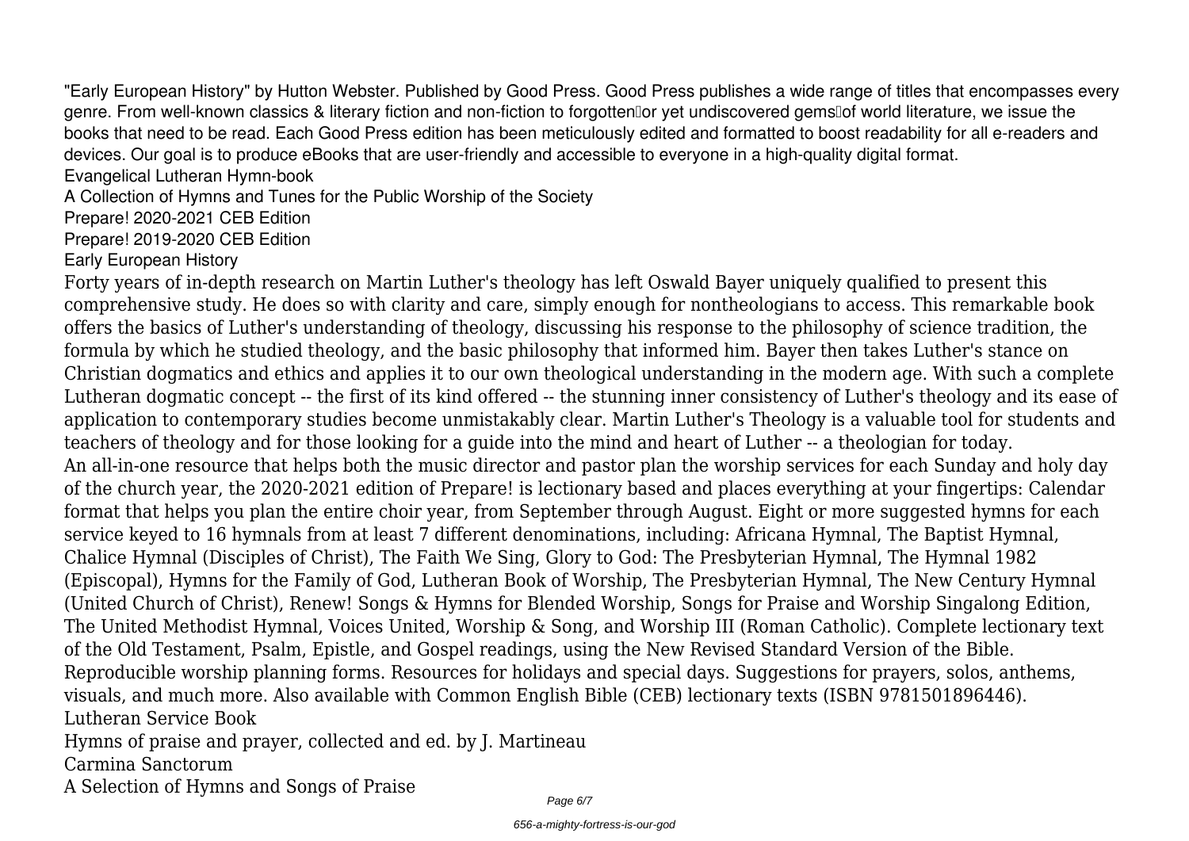"Early European History" by Hutton Webster. Published by Good Press. Good Press publishes a wide range of titles that encompasses every genre. From well-known classics & literary fiction and non-fiction to forgotten−or yet undiscovered gems−of world literature, we issue the books that need to be read. Each Good Press edition has been meticulously edited and formatted to boost readability for all e-readers and devices. Our goal is to produce eBooks that are user-friendly and accessible to everyone in a high-quality digital format.

Evangelical Lutheran Hymn-book

A Collection of Hymns and Tunes for the Public Worship of the Society

Prepare! 2020-2021 CEB Edition

Prepare! 2019-2020 CEB Edition

Early European History

Forty years of in-depth research on Martin Luther's theology has left Oswald Bayer uniquely qualified to present this comprehensive study. He does so with clarity and care, simply enough for nontheologians to access. This remarkable book offers the basics of Luther's understanding of theology, discussing his response to the philosophy of science tradition, the formula by which he studied theology, and the basic philosophy that informed him. Bayer then takes Luther's stance on Christian dogmatics and ethics and applies it to our own theological understanding in the modern age. With such a complete Lutheran dogmatic concept -- the first of its kind offered -- the stunning inner consistency of Luther's theology and its ease of application to contemporary studies become unmistakably clear. Martin Luther's Theology is a valuable tool for students and teachers of theology and for those looking for a guide into the mind and heart of Luther -- a theologian for today.

An all-in-one resource that helps both the music director and pastor plan the worship services for each Sunday and holy day of the church year, the 2020-2021 edition of Prepare! is lectionary based and places everything at your fingertips: Calendar format that helps you plan the entire choir year, from September through August. Eight or more suggested hymns for each service keyed to 16 hymnals from at least 7 different denominations, including: Africana Hymnal, The Baptist Hymnal, Chalice Hymnal (Disciples of Christ), The Faith We Sing, Glory to God: The Presbyterian Hymnal, The Hymnal 1982 (Episcopal), Hymns for the Family of God, Lutheran Book of Worship, The Presbyterian Hymnal, The New Century Hymnal (United Church of Christ), Renew! Songs & Hymns for Blended Worship, Songs for Praise and Worship Singalong Edition, The United Methodist Hymnal, Voices United, Worship & Song, and Worship III (Roman Catholic). Complete lectionary text of the Old Testament, Psalm, Epistle, and Gospel readings, using the New Revised Standard Version of the Bible. Reproducible worship planning forms. Resources for holidays and special days. Suggestions for prayers, solos, anthems, visuals, and much more. Also available with Common English Bible (CEB) lectionary texts (ISBN 9781501896446).

Lutheran Service Book

Hymns of praise and prayer, collected and ed. by J. Martineau

Carmina Sanctorum

A Selection of Hymns and Songs of Praise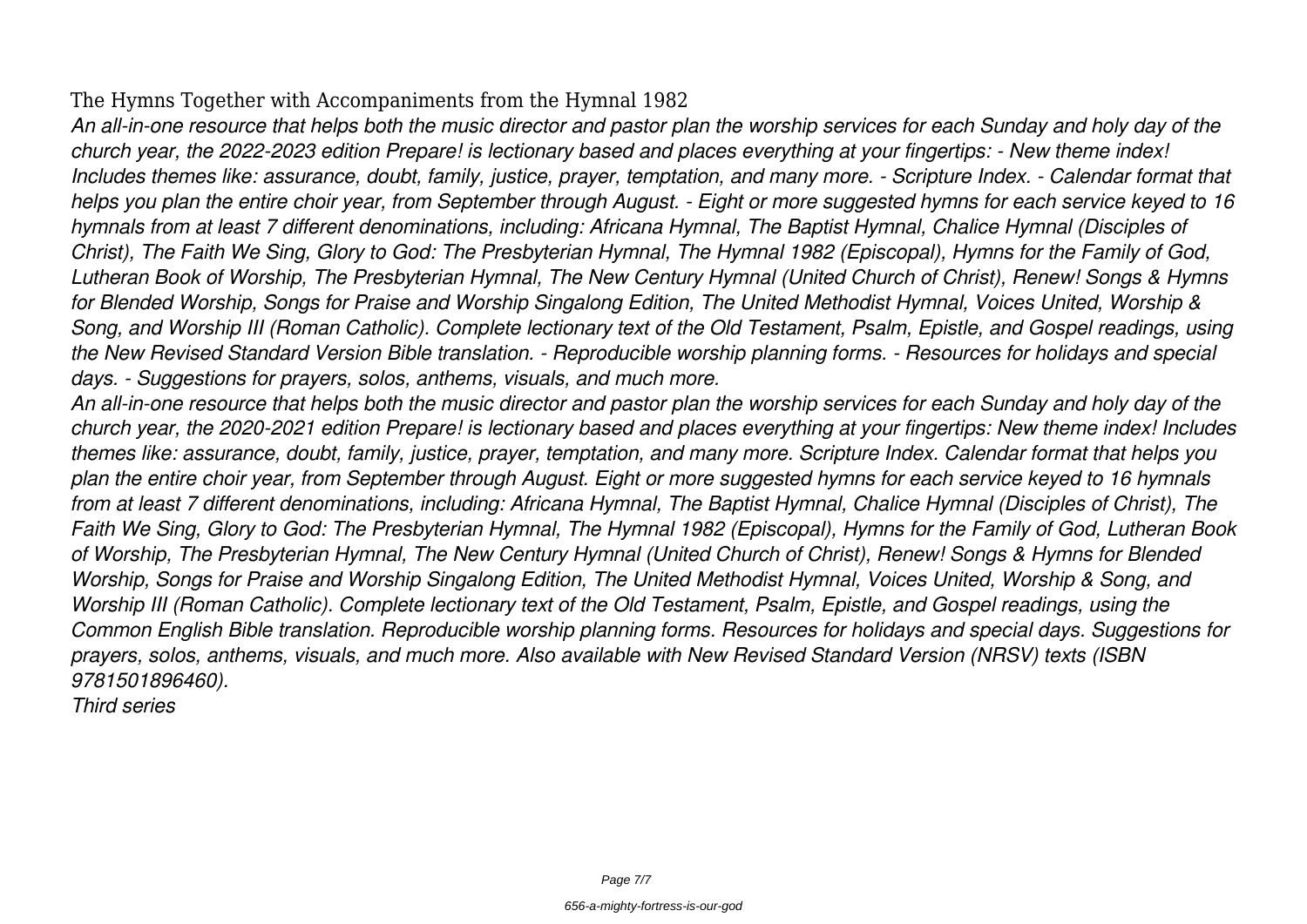The Hymns Together with Accompaniments from the Hymnal 1982

*An all-in-one resource that helps both the music director and pastor plan the worship services for each Sunday and holy day of the church year, the 2022-2023 edition Prepare! is lectionary based and places everything at your fingertips: - New theme index! Includes themes like: assurance, doubt, family, justice, prayer, temptation, and many more. - Scripture Index. - Calendar format that helps you plan the entire choir year, from September through August. - Eight or more suggested hymns for each service keyed to 16 hymnals from at least 7 different denominations, including: Africana Hymnal, The Baptist Hymnal, Chalice Hymnal (Disciples of Christ), The Faith We Sing, Glory to God: The Presbyterian Hymnal, The Hymnal 1982 (Episcopal), Hymns for the Family of God, Lutheran Book of Worship, The Presbyterian Hymnal, The New Century Hymnal (United Church of Christ), Renew! Songs & Hymns for Blended Worship, Songs for Praise and Worship Singalong Edition, The United Methodist Hymnal, Voices United, Worship & Song, and Worship III (Roman Catholic). Complete lectionary text of the Old Testament, Psalm, Epistle, and Gospel readings, using the New Revised Standard Version Bible translation. - Reproducible worship planning forms. - Resources for holidays and special days. - Suggestions for prayers, solos, anthems, visuals, and much more.*

*An all-in-one resource that helps both the music director and pastor plan the worship services for each Sunday and holy day of the church year, the 2020-2021 edition Prepare! is lectionary based and places everything at your fingertips: New theme index! Includes themes like: assurance, doubt, family, justice, prayer, temptation, and many more. Scripture Index. Calendar format that helps you plan the entire choir year, from September through August. Eight or more suggested hymns for each service keyed to 16 hymnals from at least 7 different denominations, including: Africana Hymnal, The Baptist Hymnal, Chalice Hymnal (Disciples of Christ), The Faith We Sing, Glory to God: The Presbyterian Hymnal, The Hymnal 1982 (Episcopal), Hymns for the Family of God, Lutheran Book of Worship, The Presbyterian Hymnal, The New Century Hymnal (United Church of Christ), Renew! Songs & Hymns for Blended Worship, Songs for Praise and Worship Singalong Edition, The United Methodist Hymnal, Voices United, Worship & Song, and Worship III (Roman Catholic). Complete lectionary text of the Old Testament, Psalm, Epistle, and Gospel readings, using the Common English Bible translation. Reproducible worship planning forms. Resources for holidays and special days. Suggestions for prayers, solos, anthems, visuals, and much more. Also available with New Revised Standard Version (NRSV) texts (ISBN 9781501896460).*

*Third series*